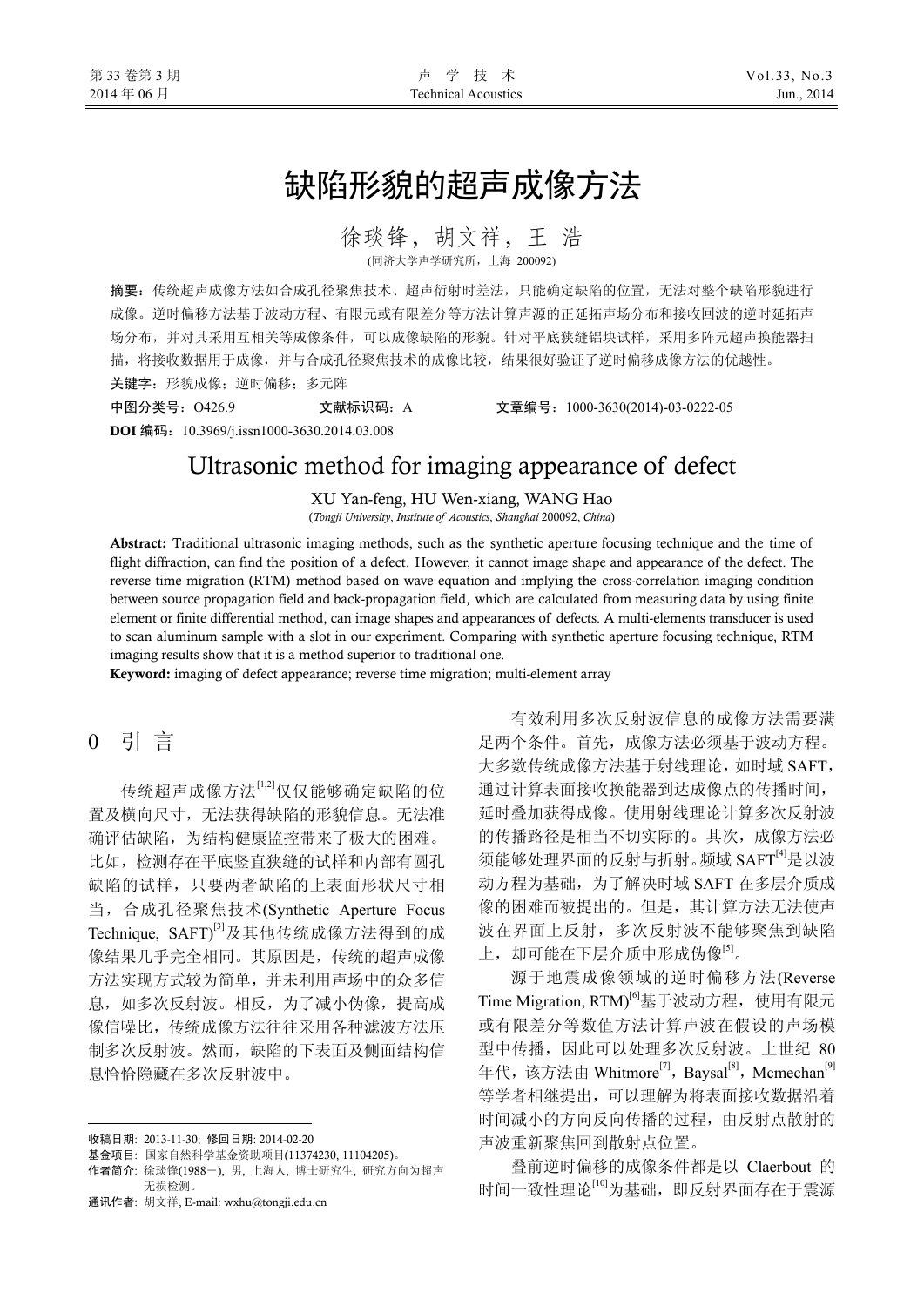# 缺陷形貌的超声成像方法

徐琰锋，胡文祥，王 浩

(同济大学声学研究所，上海 200092)

**摘要：**传统超声成像方法如合成孔径聚焦技术、超声衍射时差法，只能确定缺陷的位置，无法对整个缺陷形貌进行成像。逆时偏移方法基于波动方程、有限元或有限差分等方法计算声源的正延拓声场分布和接收回波的逆时延拓声场分布，并对其采用互相关等成像条件，可以成像缺陷的形貌。针对平底狭缝铝块试样，采用多阵元超声换能器扫描，将接收数据用于成像，并与合成孔径聚焦技术的成像比较，结果很好验证了逆时偏移成像方法的优越性。

**关键字：**形貌成像；逆时偏移；多元阵

**中图分类号：**O426.9　　　　**文献标识码：**A　　　　**文章编号：**1000-3630(2014)-03-0222-05

**DOI 编码：**10.3969/j.issn1000-3630.2014.03.008

# Ultrasonic method for imaging appearance of defect

XU Yan-feng, HU Wen-xiang, WANG Hao

(*Tongji University, Institute of Acoustics, Shanghai* 200092, *China*)

**Abstract:** Traditional ultrasonic imaging methods, such as the synthetic aperture focusing technique and the time of flight diffraction, can find the position of a defect. However, it cannot image shape and appearance of the defect. The reverse time migration (RTM) method based on wave equation and implying the cross-correlation imaging condition between source propagation field and back-propagation field, which are calculated from measuring data by using finite element or finite differential method, can image shapes and appearances of defects. A multi-elements transducer is used to scan aluminum sample with a slot in our experiment. Comparing with synthetic aperture focusing technique, RTM imaging results show that it is a method superior to traditional one.

**Keyword:** imaging of defect appearance; reverse time migration; multi-element array

## 0 引 言

传统超声成像方法[1,2]仅仅能够确定缺陷的位置及横向尺寸，无法获得缺陷的形貌信息。无法准确评估缺陷，为结构健康监控带来了极大的困难。比如，检测存在平底竖直狭缝的试样和内部有圆孔缺陷的试样，只要两者缺陷的上表面形状尺寸相当，合成孔径聚焦技术(Synthetic Aperture Focus Technique, SAFT)[3]及其他传统成像方法得到的成像结果几乎完全相同。其原因是，传统的超声成像方法实现方式较为简单，并未利用声场中的众多信息，如多次反射波。相反，为了减小伪像，提高成像信噪比，传统成像方法往往采用各种滤波方法压制多次反射波。然而，缺陷的下表面及侧面结构信息恰恰隐藏在多次反射波中。

有效利用多次反射波信息的成像方法需要满足两个条件。首先，成像方法必须基于波动方程。大多数传统成像方法基于射线理论，如时域 SAFT，通过计算表面接收换能器到达成像点的传播时间，延时叠加获得成像。使用射线理论计算多次反射波的传播路径是相当不切实际的。其次，成像方法必须能够处理界面的反射与折射。频域 SAFT[4]是以波动方程为基础，为了解决时域 SAFT 在多层介质成像的困难而被提出的。但是，其计算方法无法使声波在界面上反射，多次反射波不能够聚焦到缺陷上，却可能在下层介质中形成伪像[5]。

源于地震成像领域的逆时偏移方法(Reverse Time Migration, RTM)[6]基于波动方程，使用有限元或有限差分等数值方法计算声波在假设的声场模型中传播，因此可以处理多次反射波。上世纪 80 年代，该方法由 Whitmore[7]，Baysal[8]，Mcmechan[9]等学者相继提出，可以理解为将表面接收数据沿着时间减小的方向反向传播的过程，由反射点散射的声波重新聚焦回到散射点位置。

叠前逆时偏移的成像条件都是以 Claerbout 的时间一致性理论[10]为基础，即反射界面存在于震源

---

收稿日期：2013-11-30；修回日期：2014-02-20

基金项目：国家自然科学基金资助项目(11374230, 11104205)。

作者简介：徐琰锋(1988－)，男，上海人，博士研究生，研究方向为超声无损检测。

通讯作者：胡文祥，E-mail: wxhu@tongji.edu.cn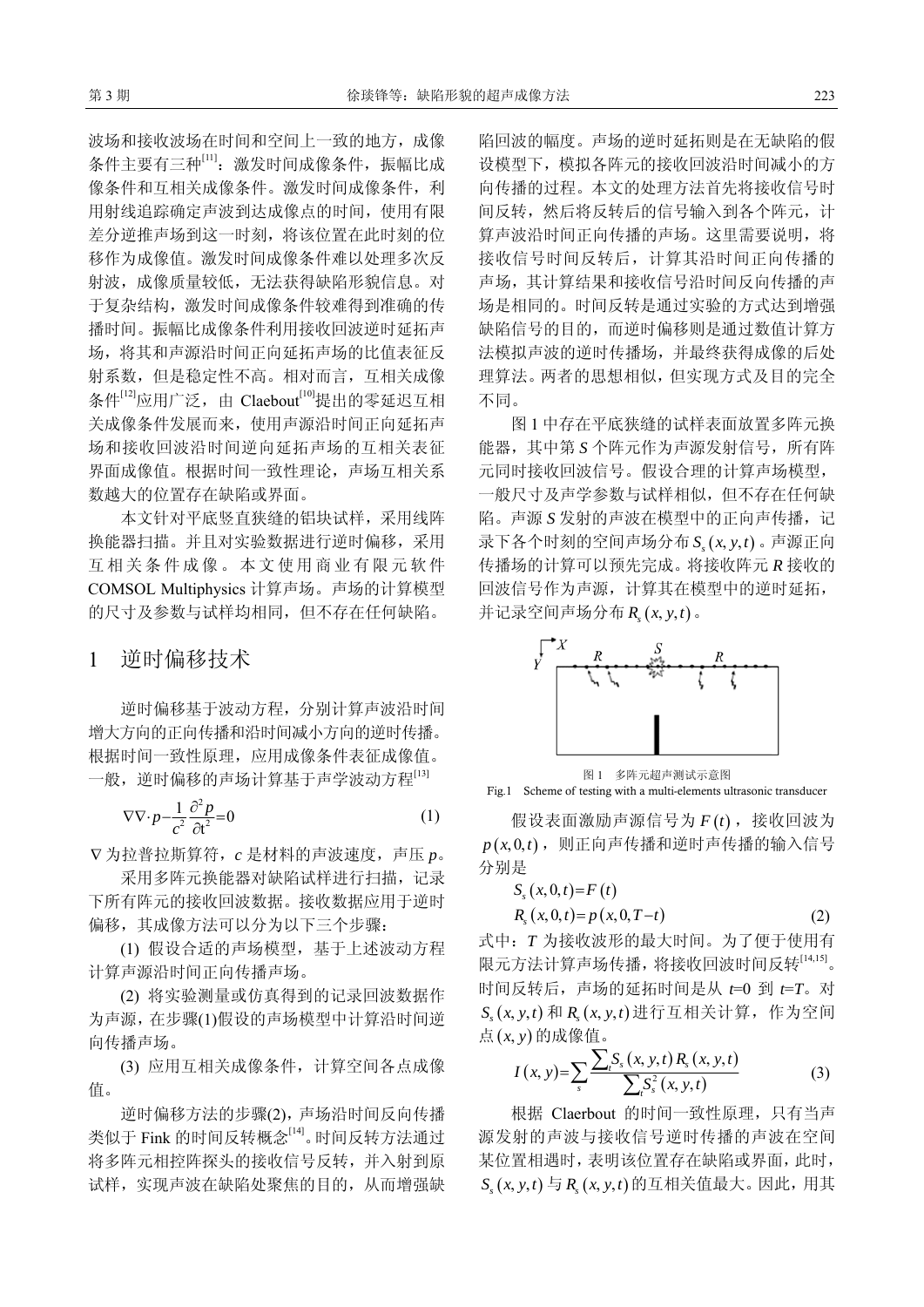波场和接收波场在时间和空间上一致的地方，成像条件主要有三种[11]：激发时间成像条件，振幅比成像条件和互相关成像条件。激发时间成像条件，利用射线追踪确定声波到达成像点的时间，使用有限差分逆推声场到这一时刻，将该位置在此时刻的位移作为成像值。激发时间成像条件难以处理多次反射波，成像质量较低，无法获得缺陷形貌信息。对于复杂结构，激发时间成像条件较难得到准确的传播时间。振幅比成像条件利用接收回波逆时延拓声场，将其和声源沿时间正向延拓声场的比值表征反射系数，但是稳定性不高。相对而言，互相关成像条件[12]应用广泛，由 Claebout[10]提出的零迟互相关成像条件发展而来，使用声源沿时间正向延拓声场和接收回波沿时间逆向延拓声场的互相关表征界面成像值。根据时间一致性理论，声场互相关系数越大的位置存在缺陷或界面。

本文针对平底竖直狭缝的铝块试样，采用线阵换能器扫描。并且对实验数据进行逆时偏移，采用互相关条件成像。本文使用商业有限元软件 COMSOL Multiphysics 计算声场。声场的计算模型的尺寸及参数与试样均相同，但不存在任何缺陷。

# 1 逆时偏移技术

逆时偏移基于波动方程，分别计算声波沿时间增大方向的正向传播和沿时间减小方向的逆时传播。根据时间一致性原理，应用成像条件表征成像值。一般，逆时偏移的声场计算基于声学波动方程[13]

$$\nabla\nabla\cdot p-\frac{1}{c^2}\frac{\partial^2 p}{\partial t^2}=0 \tag{1}$$

$\nabla$ 为拉普拉斯算符，$c$ 是材料的声波速度，声压 $p$。

采用多阵元换能器对缺陷试样进行扫描，记录下所有阵元的接收回波数据。接收数据应用于逆时偏移，其成像方法可以分为以下三个步骤：

(1) 假设合适的声场模型，基于上述波动方程计算声源沿时间正向传播声场。

(2) 将实验测量或仿真得到的记录回波数据作为声源，在步骤(1)假设的声场模型中计算沿时间逆向传播声场。

(3) 应用互相关成像条件，计算空间各点成像值。

逆时偏移方法的步骤(2)，声场沿时间反向传播类似于 Fink 的时间反转概念[14]。时间反转方法通过将多阵元相控阵探头的接收信号反转，并入射到原试样，实现声波在缺陷处聚焦的目的，从而增强缺陷回波的幅度。声场的逆时延拓则是在无缺陷的假设模型下，模拟各阵元的接收回波沿时间减小的方向传播的过程。本文的处理方法首先将接收信号时间反转，然后将反转后的信号输入到各个阵元，计算声波沿时间正向传播的声场。这里需要说明，将接收信号时间反转后，计算其沿时间正向传播的声场，其计算结果和接收信号沿时间反向传播的声场是相同的。时间反转是通过实验的方式达到增强缺陷信号的目的，而逆时偏移则是通过数值计算方法模拟声波的逆时传播场，并最终获得成像的后处理算法。两者的思想相似，但实现方式及目的完全不同。

图 1 中存在平底狭缝的试样表面放置多阵元换能器，其中第 $S$ 个阵元作为声源发射信号，所有阵元同时接收回波信号。假设合理的计算声场模型，一般尺寸及声学参数与试样相似，但不存在任何缺陷。声源 $S$ 发射的声波在模型中的正向声传播，记录下各个时刻的空间声场分布 $S_s(x,y,t)$。声源正向传播场的计算可以预先完成。将接收阵元 $R$ 接收的回波信号作为声源，计算其在模型中的逆时延拓，并记录空间声场分布 $R_s(x,y,t)$。

图 1 多阵元超声测试示意图

Fig.1 Scheme of testing with a multi-elements ultrasonic transducer

假设表面激励声源信号为 $F(t)$，接收回波为 $p(x,0,t)$，则正向声传播和逆时声传播的输入信号分别是

$$S_s(x,0,t)=F(t)$$
$$R_s(x,0,t)=p(x,0,T-t) \tag{2}$$

式中：$T$ 为接收波形的最大时间。为了便于使用有限元方法计算声场传播，将接收回波时间反转[14,15]。时间反转后，声场的延拓时间是从 $t$=0 到 $t$=$T$。对 $S_s(x,y,t)$ 和 $R_s(x,y,t)$ 进行互相关计算，作为空间点 $(x,y)$ 的成像值。

$$I(x,y)=\sum_s\frac{\sum_t S_s(x,y,t)R_s(x,y,t)}{\sum_t S_s^2(x,y,t)} \tag{3}$$

根据 Claerbout 的时间一致性原理，只有当声源发射的声波与接收信号逆时传播的声波在空间某位置相遇时，表明该位置存在缺陷或界面，此时，$S_s(x,y,t)$ 与 $R_s(x,y,t)$ 的互相关值最大。因此，用其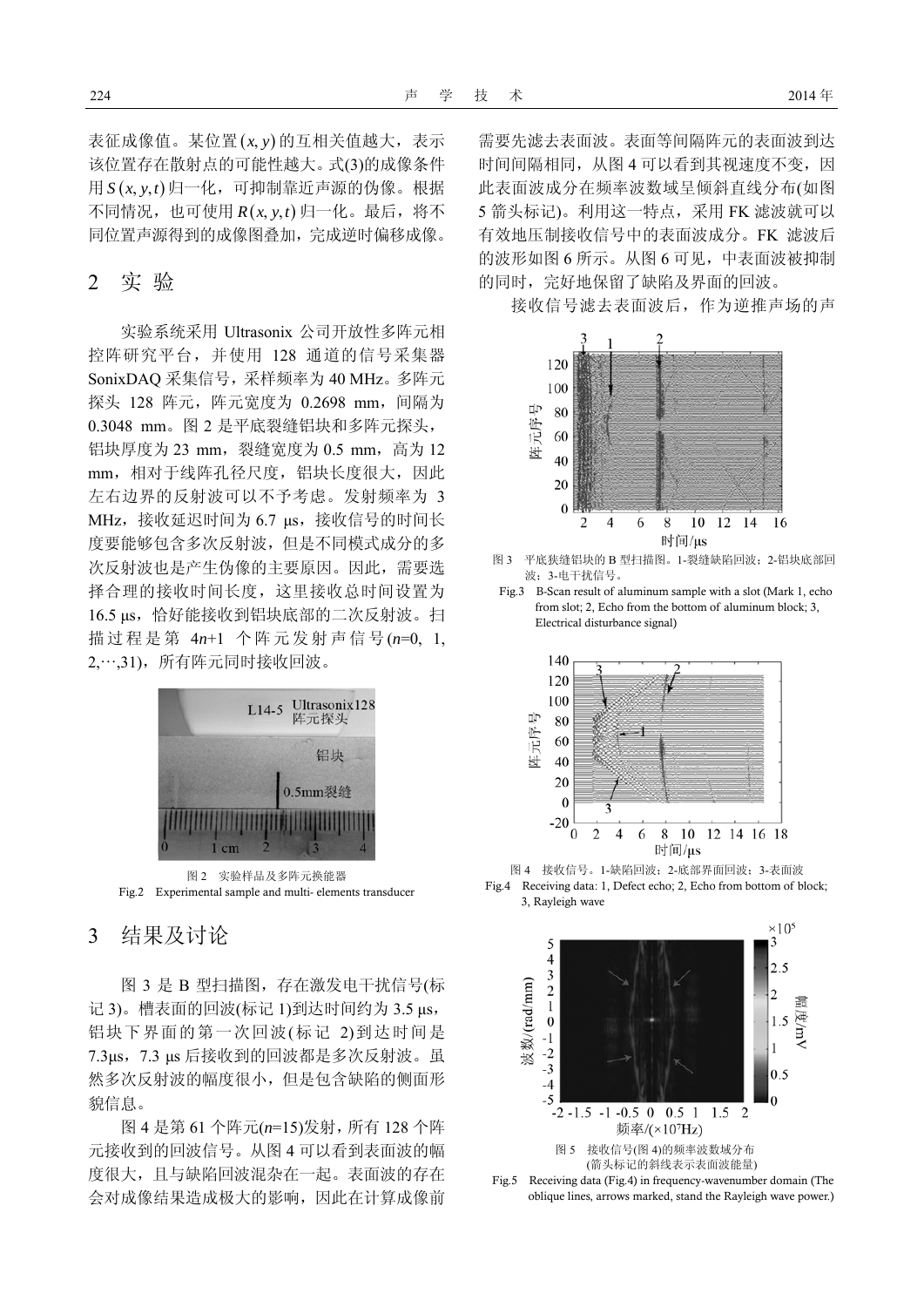表征成像值。某位置 $(x, y)$ 的互相关值越大，表示该位置存在散射点的可能性越大。式(3)的成像条件用 $S(x, y, t)$ 归一化，可抑制靠近声源的伪像。根据不同情况，也可使用 $R(x, y, t)$ 归一化。最后，将不同位置声源得到的成像图叠加，完成逆时偏移成像。

## 2 实验

实验系统采用 Ultrasonix 公司开放性多阵元相控阵研究平台，并使用 128 通道的信号采集器 SonixDAQ 采集信号，采样频率为 40 MHz。多阵元探头 128 阵元，阵元宽度为 0.2698 mm，间隔为 0.3048 mm。图 2 是平底裂缝铝块和多阵元探头，铝块厚度为 23 mm，裂缝宽度为 0.5 mm，高为 12 mm，相对于线阵孔径尺度，铝块长度很大，因此左右边界的反射波可以不予考虑。发射频率为 3 MHz，接收延迟时间为 6.7 μs，接收信号的时间长度要能够包含多次反射波，但是不同模式成分的多次反射波也是产生伪像的主要原因。因此，需要选择合理的接收时间长度，这里接收总时间设置为 16.5 μs，恰好能接收到铝块底部的二次反射波。扫描过程是第 $4n+1$ 个阵元发射声信号($n$=0, 1, 2,⋯,31)，所有阵元同时接收回波。

图 2 实验样品及多阵元换能器
Fig.2 Experimental sample and multi- elements transducer

## 3 结果及讨论

图 3 是 B 型扫描图，存在激发电干扰信号(标记 3)。槽表面的回波(标记 1)到达时间约为 3.5 μs，铝块下界面的第一次回波(标记 2)到达时间是 7.3μs，7.3 μs 后接收到的回波都是多次反射波。虽然多次反射波的幅度很小，但是包含缺陷的侧面形貌信息。

图 4 是第 61 个阵元($n$=15)发射，所有 128 个阵元接收到的回波信号。从图 4 可以看到表面波的幅度很大，且与缺陷回波混杂在一起。表面波的存在会对成像结果造成极大的影响，因此在计算成像前需要先滤去表面波。表面等间隔阵元的表面波到达时间间隔相同，从图 4 可以看到其视速度不变，因此表面波成分在频率波数域呈倾斜直线分布(如图 5 箭头标记)。利用这一特点，采用 FK 滤波就可以有效地压制接收信号中的表面波成分。FK 滤波后的波形如图 6 所示。从图 6 可见，中表面波被抑制的同时，完好地保留了缺陷及界面的回波。

接收信号滤去表面波后，作为逆推声场的声

图 3 平底狭缝铝块的 B 型扫描图。1-裂缝缺陷回波；2-铝块底部回波；3-电干扰信号。
Fig.3 B-Scan result of aluminum sample with a slot (Mark 1, echo from slot; 2, Echo from the bottom of aluminum block; 3, Electrical disturbance signal)

图 4 接收信号。1-缺陷回波；2-底部界面回波；3-表面波
Fig.4 Receiving data: 1, Defect echo; 2, Echo from bottom of block; 3, Rayleigh wave

图 5 接收信号(图 4)的频率波数域分布
(箭头标记的斜线表示表面波能量)
Fig.5 Receiving data (Fig.4) in frequency-wavenumber domain (The oblique lines, arrows marked, stand the Rayleigh wave power.)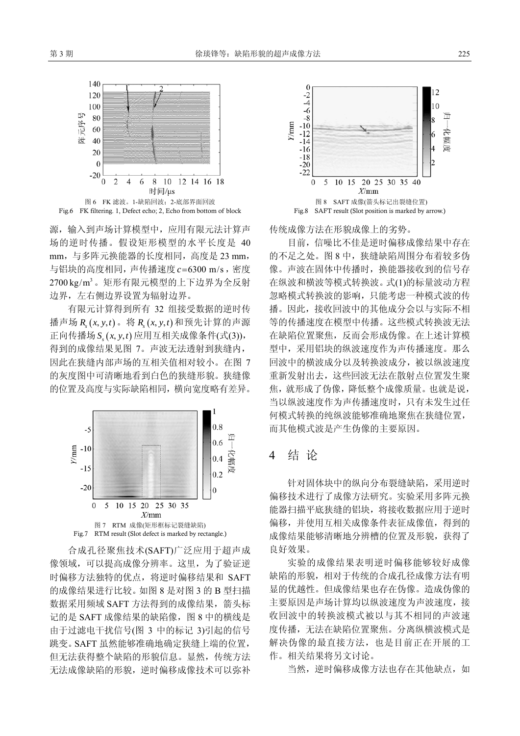图 6　FK 滤波。1-缺陷回波；2-底部界面回波

Fig.6　FK filtering. 1, Defect echo; 2, Echo from bottom of block

源，输入到声场计算模型中，应用有限元法计算声场的逆时传播。假设矩形模型的水平长度是 40 mm，与多阵元换能器的长度相同，高度是 23 mm，与铝块的高度相同，声传播速度 $c$=6300 m/s，密度 $2700\,\mathrm{kg/m^3}$。矩形有限元模型的上下边界为全反射边界，左右侧边界设置为辐射边界。

有限元计算得到所有 32 组接受数据的逆时传播声场 $R_s(x,y,t)$。将 $R_s(x,y,t)$ 和预先计算的声源正向传播场 $S_s(x,y,t)$ 应用互相关成像条件(式(3))，得到的成像结果见图 7。声波无法透射到狭缝内，因此在狭缝内部声场的互相关值相对较小。在图 7 的灰度图中可清晰地看到白色的狭缝形貌。狭缝像的位置及高度与实际缺陷相同，横向宽度略有差异。

图 7　RTM 成像(矩形框标记裂缝缺陷)

Fig.7　RTM result (Slot defect is marked by rectangle.)

合成孔径聚焦技术(SAFT)广泛应用于超声成像领域，可以提高成像分辨率。这里，为了验证逆时偏移方法独特的优点，将逆时偏移结果和 SAFT 的成像结果进行比较。如图 8 是对图 3 的 B 型扫描数据采用频域 SAFT 方法得到的成像结果，箭头标记的是 SAFT 成像结果的缺陷像，图 8 中的横线是由于过滤电干扰信号(图 3 中的标记 3)引起的信号跳变。SAFT 虽然能够准确地确定狭缝上端的位置，但无法获得整个缺陷的形貌信息。显然，传统方法无法成像缺陷的形貌，逆时偏移成像技术可以弥补传统成像方法在形貌成像上的劣势。

图 8　SAFT 成像(箭头标记出裂缝位置)

Fig.8　SAFT result (Slot position is marked by arrow.)

目前，信噪比不佳是逆时偏移成像结果中存在的不足之处。图 8 中，狭缝缺陷周围分布着较多伪像。声波在固体中传播时，换能器接收到的信号存在纵波和横波等模式转换波。式(1)的标量波动方程忽略模式转换波的影响，只能考虑一种模式波的传播。因此，接收回波中的其他成分会以与实际不相等的传播速度在模型中传播。这些模式转换波无法在缺陷位置聚焦，反而会形成伪像。在上述计算模型中，采用铝块的纵波速度作为声传播速度。那么回波中的横波成分以及转换波成分，被以纵波速度重新发射出去，这些回波无法在散射点位置发生聚焦，就形成了伪像，降低整个成像质量。也就是说，当以纵波速度作为声传播速度时，只有未发生过任何模式转换的纯纵波能够准确地聚焦在狭缝位置，而其他模式波是产生伪像的主要原因。

## 4　结 论

针对固体块中的纵向分布裂缝缺陷，采用逆时偏移技术进行了成像方法研究。实验采用多阵元换能器扫描平底狭缝的铝块，将接收数据应用于逆时偏移，并使用互相关成像条件表征成像值，得到的成像结果能够清晰地分辨槽的位置及形貌，获得了良好效果。

实验的成像结果表明逆时偏移能够较好成像缺陷的形貌，相对于传统的合成孔径成像方法有明显的优越性。但成像结果也存在伪像。造成伪像的主要原因是声场计算均以纵波速度为声波速度，接收回波中的转换波模式被以与其不相同的声波速度传播，无法在缺陷位置聚焦。分离纵横波模式是解决伪像的最直接方法，也是目前正在开展的工作。相关结果将另文讨论。

当然，逆时偏移成像方法也存在其他缺点，如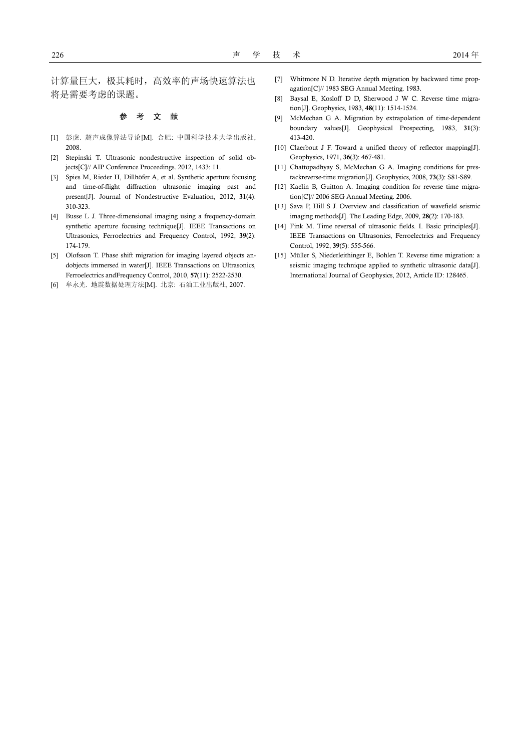计算量巨大，极其耗时，高效率的声场快速算法也将是需要考虑的课题。

## 参 考 文 献

[1] 彭虎. 超声成像算法导论[M]. 合肥: 中国科学技术大学出版社, 2008.

[2] Stepinski T. Ultrasonic nondestructive inspection of solid objects[C]// AIP Conference Proceedings. 2012, 1433: 11.

[3] Spies M, Rieder H, Dillhöfer A, et al. Synthetic aperture focusing and time-of-flight diffraction ultrasonic imaging—past and present[J]. Journal of Nondestructive Evaluation, 2012, **31**(4): 310-323.

[4] Busse L J. Three-dimensional imaging using a frequency-domain synthetic aperture focusing technique[J]. IEEE Transactions on Ultrasonics, Ferroelectrics and Frequency Control, 1992, **39**(2): 174-179.

[5] Olofsson T. Phase shift migration for imaging layered objects andobjects immersed in water[J]. IEEE Transactions on Ultrasonics, Ferroelectrics andFrequency Control, 2010, **57**(11): 2522-2530.

[6] 牟永光. 地震数据处理方法[M]. 北京: 石油工业出版社, 2007.

[7] Whitmore N D. Iterative depth migration by backward time propagation[C]// 1983 SEG Annual Meeting. 1983.

[8] Baysal E, Kosloff D D, Sherwood J W C. Reverse time migration[J]. Geophysics, 1983, **48**(11): 1514-1524.

[9] McMechan G A. Migration by extrapolation of time-dependent boundary values[J]. Geophysical Prospecting, 1983, **31**(3): 413-420.

[10] Claerbout J F. Toward a unified theory of reflector mapping[J]. Geophysics, 1971, **36**(3): 467-481.

[11] Chattopadhyay S, McMechan G A. Imaging conditions for prestackreverse-time migration[J]. Geophysics, 2008, **73**(3): S81-S89.

[12] Kaelin B, Guitton A. Imaging condition for reverse time migration[C]// 2006 SEG Annual Meeting. 2006.

[13] Sava P, Hill S J. Overview and classification of wavefield seismic imaging methods[J]. The Leading Edge, 2009, **28**(2): 170-183.

[14] Fink M. Time reversal of ultrasonic fields. I. Basic principles[J]. IEEE Transactions on Ultrasonics, Ferroelectrics and Frequency Control, 1992, **39**(5): 555-566.

[15] Müller S, Niederleithinger E, Bohlen T. Reverse time migration: a seismic imaging technique applied to synthetic ultrasonic data[J]. International Journal of Geophysics, 2012, Article ID: 128465.